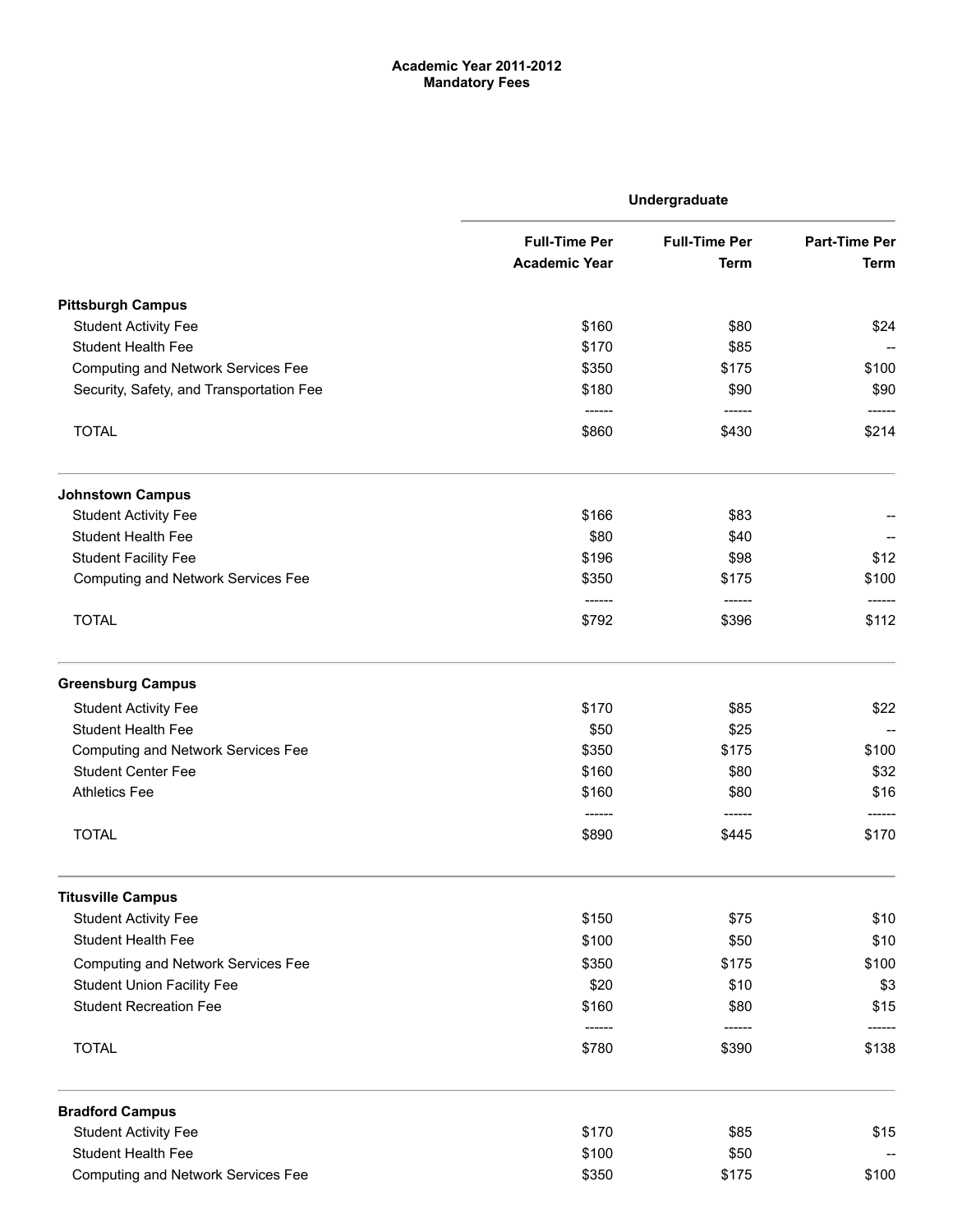# Academic Year 2011-2012
## Mandatory Fees

| | Undergraduate | | |
|---|---|---|---|
| | Full-Time Per Academic Year | Full-Time Per Term | Part-Time Per Term |
| **Pittsburgh Campus** | | | |
| Student Activity Fee | $160 | $80 | $24 |
| Student Health Fee | $170 | $85 | -- |
| Computing and Network Services Fee | $350 | $175 | $100 |
| Security, Safety, and Transportation Fee | $180 | $90 | $90 |
| | ------ | ------ | ------ |
| TOTAL | $860 | $430 | $214 |
| **Johnstown Campus** | | | |
| Student Activity Fee | $166 | $83 | -- |
| Student Health Fee | $80 | $40 | -- |
| Student Facility Fee | $196 | $98 | $12 |
| Computing and Network Services Fee | $350 | $175 | $100 |
| | ------ | ------ | ------ |
| TOTAL | $792 | $396 | $112 |
| **Greensburg Campus** | | | |
| Student Activity Fee | $170 | $85 | $22 |
| Student Health Fee | $50 | $25 | -- |
| Computing and Network Services Fee | $350 | $175 | $100 |
| Student Center Fee | $160 | $80 | $32 |
| Athletics Fee | $160 | $80 | $16 |
| | ------ | ------ | ------ |
| TOTAL | $890 | $445 | $170 |
| **Titusville Campus** | | | |
| Student Activity Fee | $150 | $75 | $10 |
| Student Health Fee | $100 | $50 | $10 |
| Computing and Network Services Fee | $350 | $175 | $100 |
| Student Union Facility Fee | $20 | $10 | $3 |
| Student Recreation Fee | $160 | $80 | $15 |
| | ------ | ------ | ------ |
| TOTAL | $780 | $390 | $138 |
| **Bradford Campus** | | | |
| Student Activity Fee | $170 | $85 | $15 |
| Student Health Fee | $100 | $50 | -- |
| Computing and Network Services Fee | $350 | $175 | $100 |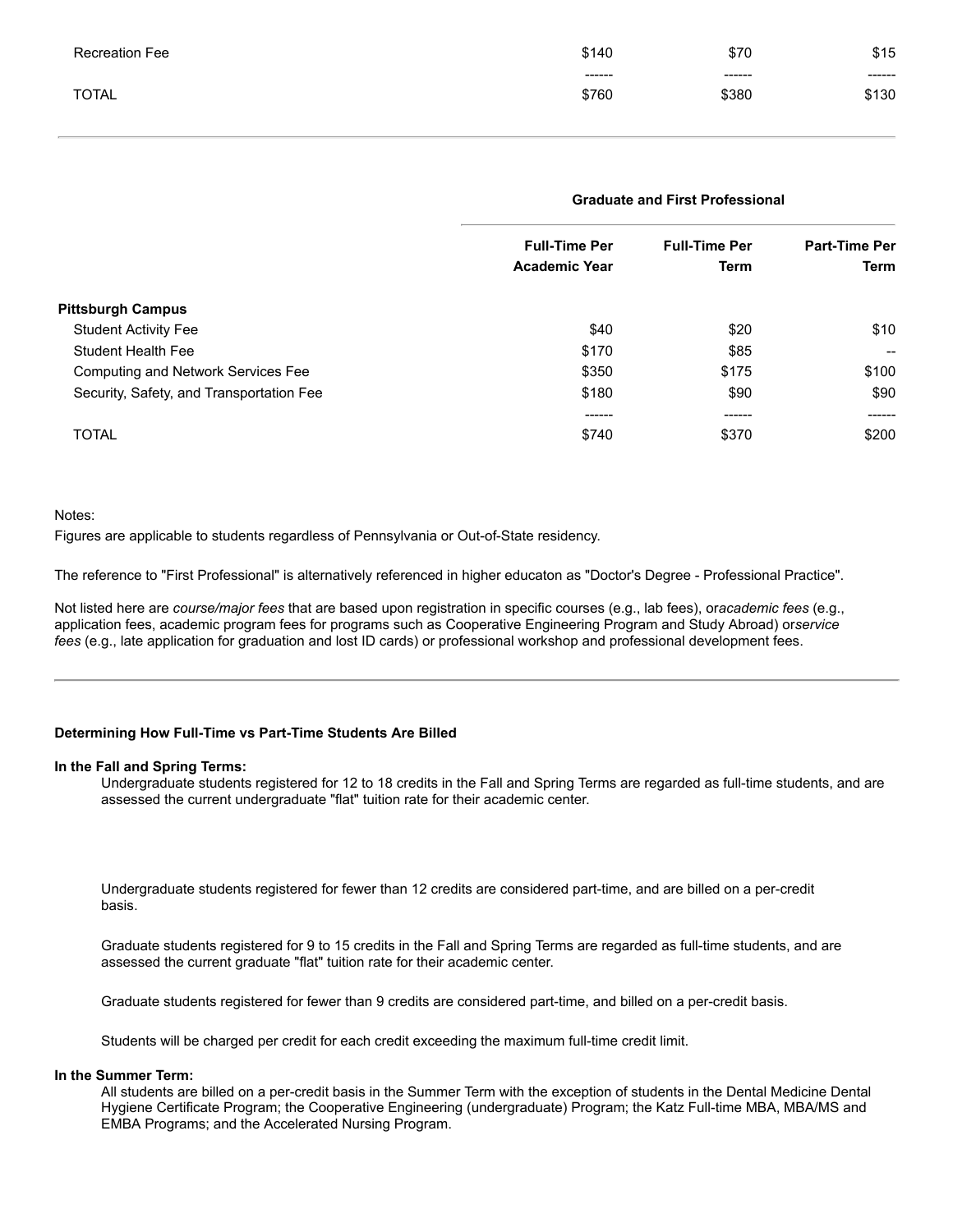| | | | |
|---|---|---|---|
| Recreation Fee | $140 | $70 | $15 |
| | ------ | ------ | ------ |
| TOTAL | $760 | $380 | $130 |

---

| | Graduate and First Professional | | |
|---|---|---|---|
| | **Full-Time Per Academic Year** | **Full-Time Per Term** | **Part-Time Per Term** |
| **Pittsburgh Campus** | | | |
| Student Activity Fee | $40 | $20 | $10 |
| Student Health Fee | $170 | $85 | -- |
| Computing and Network Services Fee | $350 | $175 | $100 |
| Security, Safety, and Transportation Fee | $180 | $90 | $90 |
| | ------ | ------ | ------ |
| TOTAL | $740 | $370 | $200 |

Notes:
Figures are applicable to students regardless of Pennsylvania or Out-of-State residency.

The reference to "First Professional" is alternatively referenced in higher educaton as "Doctor's Degree - Professional Practice".

Not listed here are *course/major fees* that are based upon registration in specific courses (e.g., lab fees), or*academic fees* (e.g., application fees, academic program fees for programs such as Cooperative Engineering Program and Study Abroad) or*service fees* (e.g., late application for graduation and lost ID cards) or professional workshop and professional development fees.

---

**Determining How Full-Time vs Part-Time Students Are Billed**

**In the Fall and Spring Terms:**

Undergraduate students registered for 12 to 18 credits in the Fall and Spring Terms are regarded as full-time students, and are assessed the current undergraduate "flat" tuition rate for their academic center.

Undergraduate students registered for fewer than 12 credits are considered part-time, and are billed on a per-credit basis.

Graduate students registered for 9 to 15 credits in the Fall and Spring Terms are regarded as full-time students, and are assessed the current graduate "flat" tuition rate for their academic center.

Graduate students registered for fewer than 9 credits are considered part-time, and billed on a per-credit basis.

Students will be charged per credit for each credit exceeding the maximum full-time credit limit.

**In the Summer Term:**

All students are billed on a per-credit basis in the Summer Term with the exception of students in the Dental Medicine Dental Hygiene Certificate Program; the Cooperative Engineering (undergraduate) Program; the Katz Full-time MBA, MBA/MS and EMBA Programs; and the Accelerated Nursing Program.